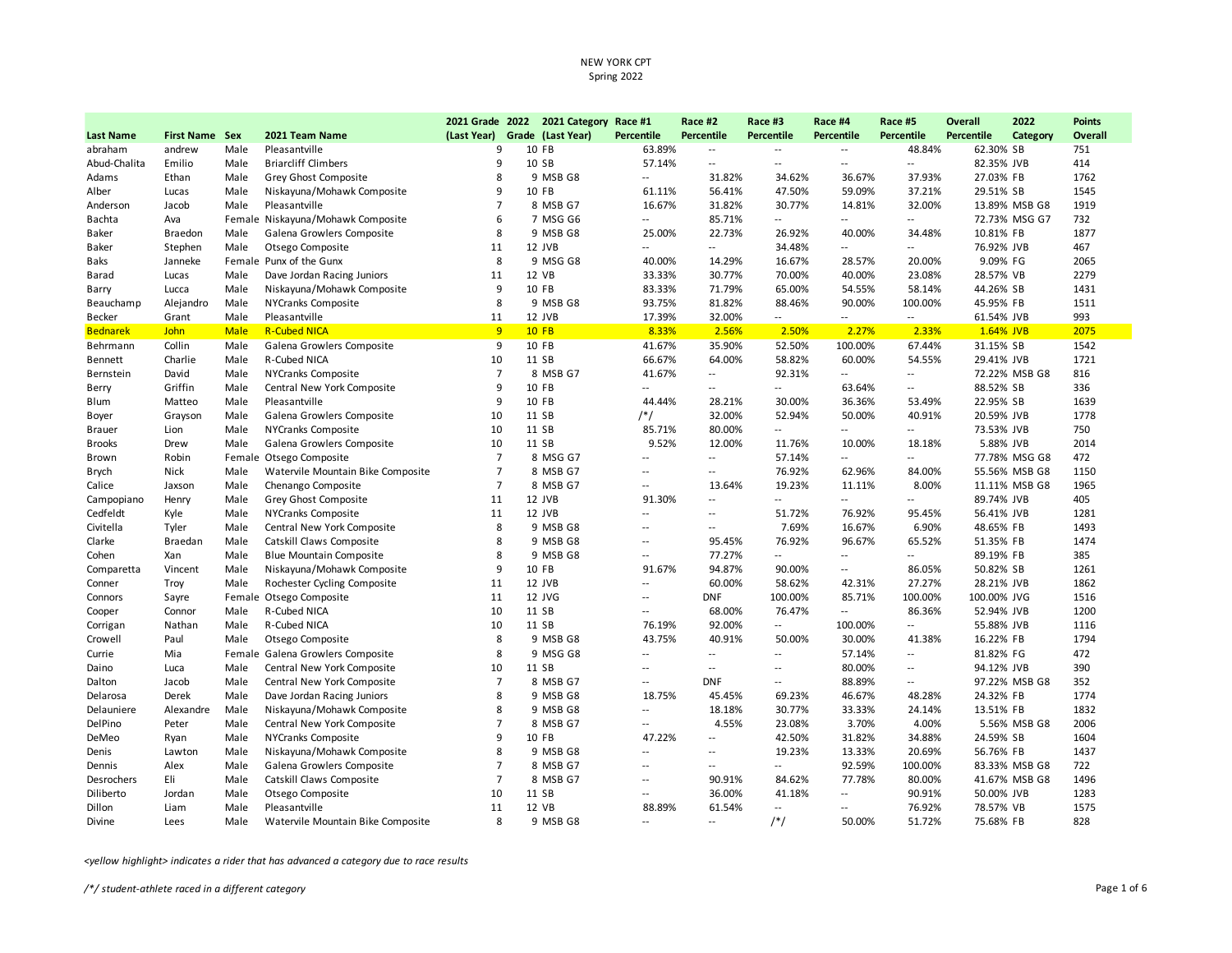NEW YORK CPT
Spring 2022

| Last Name | First Name | Sex | 2021 Team Name | 2021 Grade (Last Year) | 2022 Grade | 2021 Category (Last Year) | Race #1 Percentile | Race #2 Percentile | Race #3 Percentile | Race #4 Percentile | Race #5 Percentile | Overall Percentile | 2022 Category | Points Overall |
|---|---|---|---|---|---|---|---|---|---|---|---|---|---|---|
| abraham | andrew | Male | Pleasantville | 9 | 10 | FB | 63.89% | -- | -- | -- | 48.84% | 62.30% | SB | 751 |
| Abud-Chalita | Emilio | Male | Briarcliff Climbers | 9 | 10 | SB | 57.14% | -- | -- | -- | -- | 82.35% | JVB | 414 |
| Adams | Ethan | Male | Grey Ghost Composite | 8 | 9 | MSB G8 | -- | 31.82% | 34.62% | 36.67% | 37.93% | 27.03% | FB | 1762 |
| Alber | Lucas | Male | Niskayuna/Mohawk Composite | 9 | 10 | FB | 61.11% | 56.41% | 47.50% | 59.09% | 37.21% | 29.51% | SB | 1545 |
| Anderson | Jacob | Male | Pleasantville | 7 | 8 | MSB G7 | 16.67% | 31.82% | 30.77% | 14.81% | 32.00% | 13.89% | MSB G8 | 1919 |
| Bachta | Ava | Female | Niskayuna/Mohawk Composite | 6 | 7 | MSG G6 | -- | 85.71% | -- | -- | -- | 72.73% | MSG G7 | 732 |
| Baker | Braedon | Male | Galena Growlers Composite | 8 | 9 | MSB G8 | 25.00% | 22.73% | 26.92% | 40.00% | 34.48% | 10.81% | FB | 1877 |
| Baker | Stephen | Male | Otsego Composite | 11 | 12 | JVB | -- | -- | 34.48% | -- | -- | 76.92% | JVB | 467 |
| Baks | Janneke | Female | Punx of the Gunx | 8 | 9 | MSG G8 | 40.00% | 14.29% | 16.67% | 28.57% | 20.00% | 9.09% | FG | 2065 |
| Barad | Lucas | Male | Dave Jordan Racing Juniors | 11 | 12 | VB | 33.33% | 30.77% | 70.00% | 40.00% | 23.08% | 28.57% | VB | 2279 |
| Barry | Lucca | Male | Niskayuna/Mohawk Composite | 9 | 10 | FB | 83.33% | 71.79% | 65.00% | 54.55% | 58.14% | 44.26% | SB | 1431 |
| Beauchamp | Alejandro | Male | NYCranks Composite | 8 | 9 | MSB G8 | 93.75% | 81.82% | 88.46% | 90.00% | 100.00% | 45.95% | FB | 1511 |
| Becker | Grant | Male | Pleasantville | 11 | 12 | JVB | 17.39% | 32.00% | -- | -- | -- | 61.54% | JVB | 993 |
| Bednarek | John | Male | R-Cubed NICA | 9 | 10 | FB | 8.33% | 2.56% | 2.50% | 2.27% | 2.33% | 1.64% | JVB | 2075 |
| Behrmann | Collin | Male | Galena Growlers Composite | 9 | 10 | FB | 41.67% | 35.90% | 52.50% | 100.00% | 67.44% | 31.15% | SB | 1542 |
| Bennett | Charlie | Male | R-Cubed NICA | 10 | 11 | SB | 66.67% | 64.00% | 58.82% | 60.00% | 54.55% | 29.41% | JVB | 1721 |
| Bernstein | David | Male | NYCranks Composite | 7 | 8 | MSB G7 | 41.67% | -- | 92.31% | -- | -- | 72.22% | MSB G8 | 816 |
| Berry | Griffin | Male | Central New York Composite | 9 | 10 | FB | -- | -- | -- | 63.64% | -- | 88.52% | SB | 336 |
| Blum | Matteo | Male | Pleasantville | 9 | 10 | FB | 44.44% | 28.21% | 30.00% | 36.36% | 53.49% | 22.95% | SB | 1639 |
| Boyer | Grayson | Male | Galena Growlers Composite | 10 | 11 | SB | /*/ | 32.00% | 52.94% | 50.00% | 40.91% | 20.59% | JVB | 1778 |
| Brauer | Lion | Male | NYCranks Composite | 10 | 11 | SB | 85.71% | 80.00% | -- | -- | -- | 73.53% | JVB | 750 |
| Brooks | Drew | Male | Galena Growlers Composite | 10 | 11 | SB | 9.52% | 12.00% | 11.76% | 10.00% | 18.18% | 5.88% | JVB | 2014 |
| Brown | Robin | Female | Otsego Composite | 7 | 8 | MSG G7 | -- | -- | 57.14% | -- | -- | 77.78% | MSG G8 | 472 |
| Brych | Nick | Male | Watervile Mountain Bike Composite | 7 | 8 | MSB G7 | -- | -- | 76.92% | 62.96% | 84.00% | 55.56% | MSB G8 | 1150 |
| Calice | Jaxson | Male | Chenango Composite | 7 | 8 | MSB G7 | -- | 13.64% | 19.23% | 11.11% | 8.00% | 11.11% | MSB G8 | 1965 |
| Campopiano | Henry | Male | Grey Ghost Composite | 11 | 12 | JVB | 91.30% | -- | -- | -- | -- | 89.74% | JVB | 405 |
| Cedfeldt | Kyle | Male | NYCranks Composite | 11 | 12 | JVB | -- | -- | 51.72% | 76.92% | 95.45% | 56.41% | JVB | 1281 |
| Civitella | Tyler | Male | Central New York Composite | 8 | 9 | MSB G8 | -- | -- | 7.69% | 16.67% | 6.90% | 48.65% | FB | 1493 |
| Clarke | Braedan | Male | Catskill Claws Composite | 8 | 9 | MSB G8 | -- | 95.45% | 76.92% | 96.67% | 65.52% | 51.35% | FB | 1474 |
| Cohen | Xan | Male | Blue Mountain Composite | 8 | 9 | MSB G8 | -- | 77.27% | -- | -- | -- | 89.19% | FB | 385 |
| Comparetta | Vincent | Male | Niskayuna/Mohawk Composite | 9 | 10 | FB | 91.67% | 94.87% | 90.00% | -- | 86.05% | 50.82% | SB | 1261 |
| Conner | Troy | Male | Rochester Cycling Composite | 11 | 12 | JVB | -- | 60.00% | 58.62% | 42.31% | 27.27% | 28.21% | JVB | 1862 |
| Connors | Sayre | Female | Otsego Composite | 11 | 12 | JVG | -- | DNF | 100.00% | 85.71% | 100.00% | 100.00% | JVG | 1516 |
| Cooper | Connor | Male | R-Cubed NICA | 10 | 11 | SB | -- | 68.00% | 76.47% | -- | 86.36% | 52.94% | JVB | 1200 |
| Corrigan | Nathan | Male | R-Cubed NICA | 10 | 11 | SB | 76.19% | 92.00% | -- | 100.00% | -- | 55.88% | JVB | 1116 |
| Crowell | Paul | Male | Otsego Composite | 8 | 9 | MSB G8 | 43.75% | 40.91% | 50.00% | 30.00% | 41.38% | 16.22% | FB | 1794 |
| Currie | Mia | Female | Galena Growlers Composite | 8 | 9 | MSG G8 | -- | -- | -- | 57.14% | -- | 81.82% | FG | 472 |
| Daino | Luca | Male | Central New York Composite | 10 | 11 | SB | -- | -- | -- | 80.00% | -- | 94.12% | JVB | 390 |
| Dalton | Jacob | Male | Central New York Composite | 7 | 8 | MSB G7 | -- | DNF | -- | 88.89% | -- | 97.22% | MSB G8 | 352 |
| Delarosa | Derek | Male | Dave Jordan Racing Juniors | 8 | 9 | MSB G8 | 18.75% | 45.45% | 69.23% | 46.67% | 48.28% | 24.32% | FB | 1774 |
| Delauniere | Alexandre | Male | Niskayuna/Mohawk Composite | 8 | 9 | MSB G8 | -- | 18.18% | 30.77% | 33.33% | 24.14% | 13.51% | FB | 1832 |
| DelPino | Peter | Male | Central New York Composite | 7 | 8 | MSB G7 | -- | 4.55% | 23.08% | 3.70% | 4.00% | 5.56% | MSB G8 | 2006 |
| DeMeo | Ryan | Male | NYCranks Composite | 9 | 10 | FB | 47.22% | -- | 42.50% | 31.82% | 34.88% | 24.59% | SB | 1604 |
| Denis | Lawton | Male | Niskayuna/Mohawk Composite | 8 | 9 | MSB G8 | -- | -- | 19.23% | 13.33% | 20.69% | 56.76% | FB | 1437 |
| Dennis | Alex | Male | Galena Growlers Composite | 7 | 8 | MSB G7 | -- | -- | -- | 92.59% | 100.00% | 83.33% | MSB G8 | 722 |
| Desrochers | Eli | Male | Catskill Claws Composite | 7 | 8 | MSB G7 | -- | 90.91% | 84.62% | 77.78% | 80.00% | 41.67% | MSB G8 | 1496 |
| Diliberto | Jordan | Male | Otsego Composite | 10 | 11 | SB | -- | 36.00% | 41.18% | -- | 90.91% | 50.00% | JVB | 1283 |
| Dillon | Liam | Male | Pleasantville | 11 | 12 | VB | 88.89% | 61.54% | -- | -- | 76.92% | 78.57% | VB | 1575 |
| Divine | Lees | Male | Watervile Mountain Bike Composite | 8 | 9 | MSB G8 | -- | -- | /*/ | 50.00% | 51.72% | 75.68% | FB | 828 |

*<yellow highlight> indicates a rider that has advanced a category due to race results*

*/*/ student-athlete raced in a different category*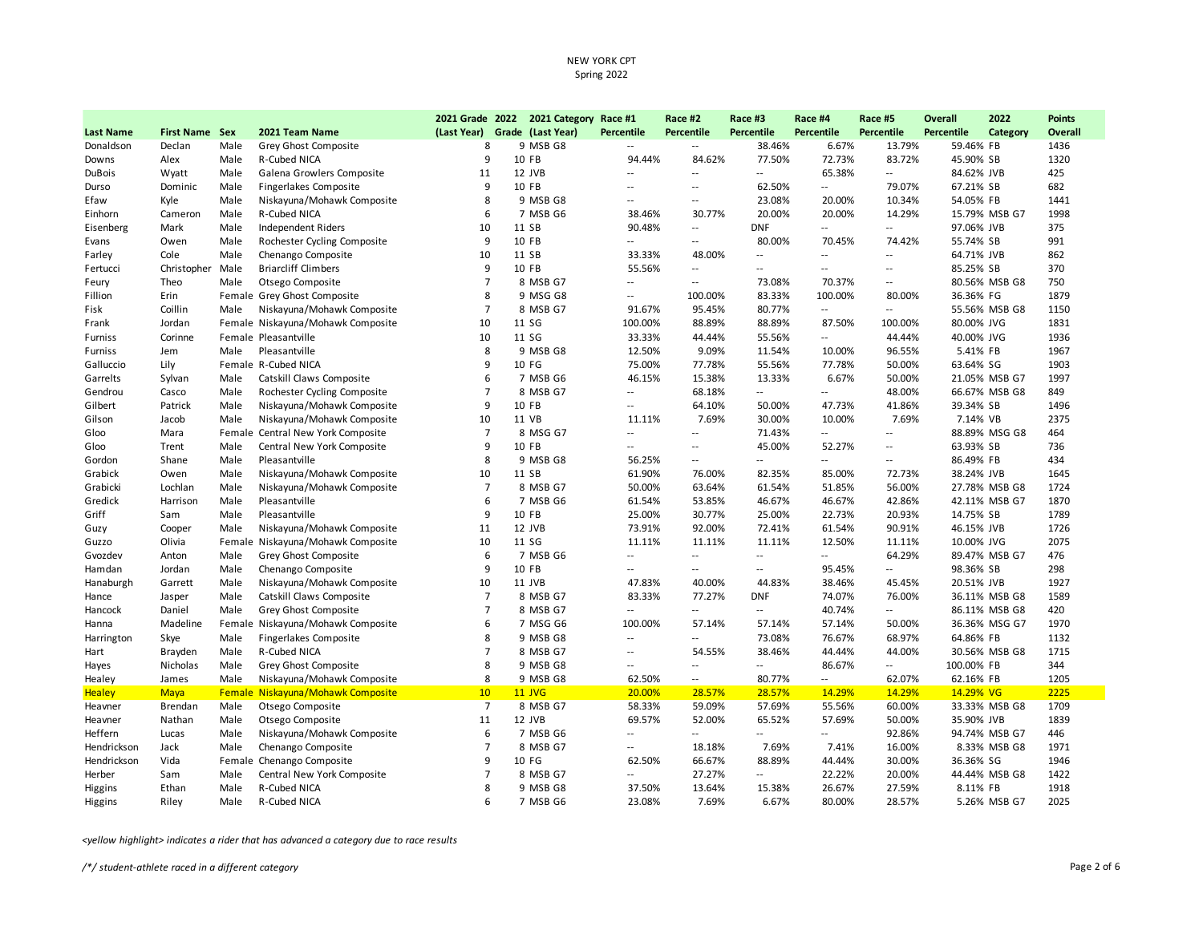NEW YORK CPT
Spring 2022

| Last Name | First Name | Sex | 2021 Team Name | 2021 Grade (Last Year) | 2022 Grade | 2021 Category (Last Year) | Race #1 Percentile | Race #2 Percentile | Race #3 Percentile | Race #4 Percentile | Race #5 Percentile | Overall Percentile | 2022 Category | Points Overall |
|---|---|---|---|---|---|---|---|---|---|---|---|---|---|---|
| Donaldson | Declan | Male | Grey Ghost Composite | 8 | 9 | MSB G8 | -- | -- | 38.46% | 6.67% | 13.79% | 59.46% | FB | 1436 |
| Downs | Alex | Male | R-Cubed NICA | 9 | 10 | FB | 94.44% | 84.62% | 77.50% | 72.73% | 83.72% | 45.90% | SB | 1320 |
| DuBois | Wyatt | Male | Galena Growlers Composite | 11 | 12 | JVB | -- | -- | -- | 65.38% | -- | 84.62% | JVB | 425 |
| Durso | Dominic | Male | Fingerlakes Composite | 9 | 10 | FB | -- | -- | 62.50% | -- | 79.07% | 67.21% | SB | 682 |
| Efaw | Kyle | Male | Niskayuna/Mohawk Composite | 8 | 9 | MSB G8 | -- | -- | 23.08% | 20.00% | 10.34% | 54.05% | FB | 1441 |
| Einhorn | Cameron | Male | R-Cubed NICA | 6 | 7 | MSB G6 | 38.46% | 30.77% | 20.00% | 20.00% | 14.29% | 15.79% | MSB G7 | 1998 |
| Eisenberg | Mark | Male | Independent Riders | 10 | 11 | SB | 90.48% | -- | DNF | -- | -- | 97.06% | JVB | 375 |
| Evans | Owen | Male | Rochester Cycling Composite | 9 | 10 | FB | -- | -- | 80.00% | 70.45% | 74.42% | 55.74% | SB | 991 |
| Farley | Cole | Male | Chenango Composite | 10 | 11 | SB | 33.33% | 48.00% | -- | -- | -- | 64.71% | JVB | 862 |
| Fertucci | Christopher | Male | Briarcliff Climbers | 9 | 10 | FB | 55.56% | -- | -- | -- | -- | 85.25% | SB | 370 |
| Feury | Theo | Male | Otsego Composite | 7 | 8 | MSB G7 | -- | -- | 73.08% | 70.37% | -- | 80.56% | MSB G8 | 750 |
| Fillion | Erin | Female | Grey Ghost Composite | 8 | 9 | MSG G8 | -- | 100.00% | 83.33% | 100.00% | 80.00% | 36.36% | FG | 1879 |
| Fisk | Coillin | Male | Niskayuna/Mohawk Composite | 7 | 8 | MSB G7 | 91.67% | 95.45% | 80.77% | -- | -- | 55.56% | MSB G8 | 1150 |
| Frank | Jordan | Female | Niskayuna/Mohawk Composite | 10 | 11 | SG | 100.00% | 88.89% | 88.89% | 87.50% | 100.00% | 80.00% | JVG | 1831 |
| Furniss | Corinne | Female | Pleasantville | 10 | 11 | SG | 33.33% | 44.44% | 55.56% | -- | 44.44% | 40.00% | JVG | 1936 |
| Furniss | Jem | Male | Pleasantville | 8 | 9 | MSB G8 | 12.50% | 9.09% | 11.54% | 10.00% | 96.55% | 5.41% | FB | 1967 |
| Galluccio | Lily | Female | R-Cubed NICA | 9 | 10 | FG | 75.00% | 77.78% | 55.56% | 77.78% | 50.00% | 63.64% | SG | 1903 |
| Garrelts | Sylvan | Male | Catskill Claws Composite | 6 | 7 | MSB G6 | 46.15% | 15.38% | 13.33% | 6.67% | 50.00% | 21.05% | MSB G7 | 1997 |
| Gendrou | Casco | Male | Rochester Cycling Composite | 7 | 8 | MSB G7 | -- | 68.18% | -- | -- | 48.00% | 66.67% | MSB G8 | 849 |
| Gilbert | Patrick | Male | Niskayuna/Mohawk Composite | 9 | 10 | FB | -- | 64.10% | 50.00% | 47.73% | 41.86% | 39.34% | SB | 1496 |
| Gilson | Jacob | Male | Niskayuna/Mohawk Composite | 10 | 11 | VB | 11.11% | 7.69% | 30.00% | 10.00% | 7.69% | 7.14% | VB | 2375 |
| Gloo | Mara | Female | Central New York Composite | 7 | 8 | MSG G7 | -- | -- | 71.43% | -- | -- | 88.89% | MSG G8 | 464 |
| Gloo | Trent | Male | Central New York Composite | 9 | 10 | FB | -- | -- | 45.00% | 52.27% | -- | 63.93% | SB | 736 |
| Gordon | Shane | Male | Pleasantville | 8 | 9 | MSB G8 | 56.25% | -- | -- | -- | -- | 86.49% | FB | 434 |
| Grabick | Owen | Male | Niskayuna/Mohawk Composite | 10 | 11 | SB | 61.90% | 76.00% | 82.35% | 85.00% | 72.73% | 38.24% | JVB | 1645 |
| Grabicki | Lochlan | Male | Niskayuna/Mohawk Composite | 7 | 8 | MSB G7 | 50.00% | 63.64% | 61.54% | 51.85% | 56.00% | 27.78% | MSB G8 | 1724 |
| Gredick | Harrison | Male | Pleasantville | 6 | 7 | MSB G6 | 61.54% | 53.85% | 46.67% | 46.67% | 42.86% | 42.11% | MSB G7 | 1870 |
| Griff | Sam | Male | Pleasantville | 9 | 10 | FB | 25.00% | 30.77% | 25.00% | 22.73% | 20.93% | 14.75% | SB | 1789 |
| Guzy | Cooper | Male | Niskayuna/Mohawk Composite | 11 | 12 | JVB | 73.91% | 92.00% | 72.41% | 61.54% | 90.91% | 46.15% | JVB | 1726 |
| Guzzo | Olivia | Female | Niskayuna/Mohawk Composite | 10 | 11 | SG | 11.11% | 11.11% | 11.11% | 12.50% | 11.11% | 10.00% | JVG | 2075 |
| Gvozdev | Anton | Male | Grey Ghost Composite | 6 | 7 | MSB G6 | -- | -- | -- | -- | 64.29% | 89.47% | MSB G7 | 476 |
| Hamdan | Jordan | Male | Chenango Composite | 9 | 10 | FB | -- | -- | -- | 95.45% | -- | 98.36% | SB | 298 |
| Hanaburgh | Garrett | Male | Niskayuna/Mohawk Composite | 10 | 11 | JVB | 47.83% | 40.00% | 44.83% | 38.46% | 45.45% | 20.51% | JVB | 1927 |
| Hance | Jasper | Male | Catskill Claws Composite | 7 | 8 | MSB G7 | 83.33% | 77.27% | DNF | 74.07% | 76.00% | 36.11% | MSB G8 | 1589 |
| Hancock | Daniel | Male | Grey Ghost Composite | 7 | 8 | MSB G7 | -- | -- | -- | 40.74% | -- | 86.11% | MSB G8 | 420 |
| Hanna | Madeline | Female | Niskayuna/Mohawk Composite | 6 | 7 | MSG G6 | 100.00% | 57.14% | 57.14% | 57.14% | 50.00% | 36.36% | MSG G7 | 1970 |
| Harrington | Skye | Male | Fingerlakes Composite | 8 | 9 | MSB G8 | -- | -- | 73.08% | 76.67% | 68.97% | 64.86% | FB | 1132 |
| Hart | Brayden | Male | R-Cubed NICA | 7 | 8 | MSB G7 | -- | 54.55% | 38.46% | 44.44% | 44.00% | 30.56% | MSB G8 | 1715 |
| Hayes | Nicholas | Male | Grey Ghost Composite | 8 | 9 | MSB G8 | -- | -- | -- | 86.67% | -- | 100.00% | FB | 344 |
| Healey | James | Male | Niskayuna/Mohawk Composite | 8 | 9 | MSB G8 | 62.50% | -- | 80.77% | -- | 62.07% | 62.16% | FB | 1205 |
| Healey | Maya | Female | Niskayuna/Mohawk Composite | 10 | 11 | JVG | 20.00% | 28.57% | 28.57% | 14.29% | 14.29% | 14.29% | VG | 2225 |
| Heavner | Brendan | Male | Otsego Composite | 7 | 8 | MSB G7 | 58.33% | 59.09% | 57.69% | 55.56% | 60.00% | 33.33% | MSB G8 | 1709 |
| Heavner | Nathan | Male | Otsego Composite | 11 | 12 | JVB | 69.57% | 52.00% | 65.52% | 57.69% | 50.00% | 35.90% | JVB | 1839 |
| Heffern | Lucas | Male | Niskayuna/Mohawk Composite | 6 | 7 | MSB G6 | -- | -- | -- | -- | 92.86% | 94.74% | MSB G7 | 446 |
| Hendrickson | Jack | Male | Chenango Composite | 7 | 8 | MSB G7 | -- | 18.18% | 7.69% | 7.41% | 16.00% | 8.33% | MSB G8 | 1971 |
| Hendrickson | Vida | Female | Chenango Composite | 9 | 10 | FG | 62.50% | 66.67% | 88.89% | 44.44% | 30.00% | 36.36% | SG | 1946 |
| Herber | Sam | Male | Central New York Composite | 7 | 8 | MSB G7 | -- | 27.27% | -- | 22.22% | 20.00% | 44.44% | MSB G8 | 1422 |
| Higgins | Ethan | Male | R-Cubed NICA | 8 | 9 | MSB G8 | 37.50% | 13.64% | 15.38% | 26.67% | 27.59% | 8.11% | FB | 1918 |
| Higgins | Riley | Male | R-Cubed NICA | 6 | 7 | MSB G6 | 23.08% | 7.69% | 6.67% | 80.00% | 28.57% | 5.26% | MSB G7 | 2025 |

*<yellow highlight> indicates a rider that has advanced a category due to race results*

*/*/ student-athlete raced in a different category*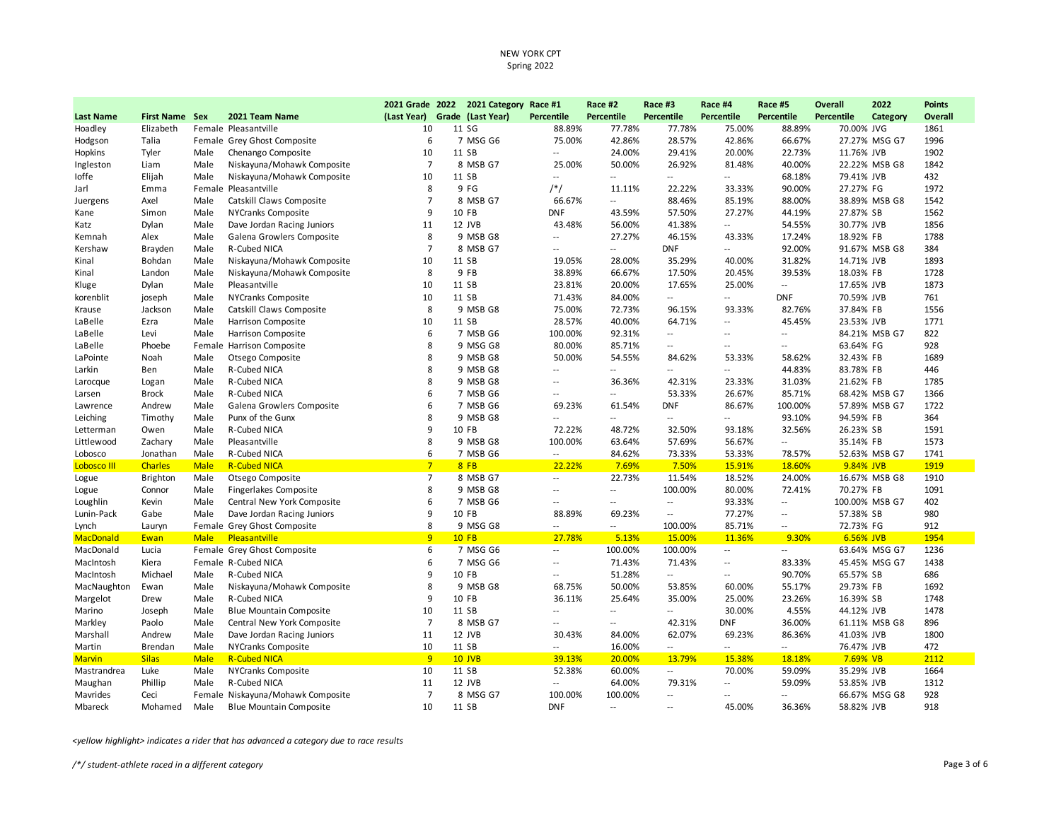# NEW YORK CPT
## Spring 2022

| Last Name | First Name | Sex | 2021 Team Name | 2021 Grade (Last Year) | 2022 Grade | 2021 Category (Last Year) | Race #1 Percentile | Race #2 Percentile | Race #3 Percentile | Race #4 Percentile | Race #5 Percentile | Overall Percentile | 2022 Category | Points Overall |
|---|---|---|---|---|---|---|---|---|---|---|---|---|---|---|
| Hoadley | Elizabeth | Female | Pleasantville | 10 | 11 | SG | 88.89% | 77.78% | 77.78% | 75.00% | 88.89% | 70.00% | JVG | 1861 |
| Hodgson | Talia | Female | Grey Ghost Composite | 6 | 7 | MSG G6 | 75.00% | 42.86% | 28.57% | 42.86% | 66.67% | 27.27% | MSG G7 | 1996 |
| Hopkins | Tyler | Male | Chenango Composite | 10 | 11 | SB | -- | 24.00% | 29.41% | 20.00% | 22.73% | 11.76% | JVB | 1902 |
| Ingleston | Liam | Male | Niskayuna/Mohawk Composite | 7 | 8 | MSB G7 | 25.00% | 50.00% | 26.92% | 81.48% | 40.00% | 22.22% | MSB G8 | 1842 |
| Ioffe | Elijah | Male | Niskayuna/Mohawk Composite | 10 | 11 | SB | -- | -- | -- | -- | 68.18% | 79.41% | JVB | 432 |
| Jarl | Emma | Female | Pleasantville | 8 | 9 | FG | /*/ | 11.11% | 22.22% | 33.33% | 90.00% | 27.27% | FG | 1972 |
| Juergens | Axel | Male | Catskill Claws Composite | 7 | 8 | MSB G7 | 66.67% | -- | 88.46% | 85.19% | 88.00% | 38.89% | MSB G8 | 1542 |
| Kane | Simon | Male | NYCranks Composite | 9 | 10 | FB | DNF | 43.59% | 57.50% | 27.27% | 44.19% | 27.87% | SB | 1562 |
| Katz | Dylan | Male | Dave Jordan Racing Juniors | 11 | 12 | JVB | 43.48% | 56.00% | 41.38% | -- | 54.55% | 30.77% | JVB | 1856 |
| Kemnah | Alex | Male | Galena Growlers Composite | 8 | 9 | MSB G8 | -- | 27.27% | 46.15% | 43.33% | 17.24% | 18.92% | FB | 1788 |
| Kershaw | Brayden | Male | R-Cubed NICA | 7 | 8 | MSB G7 | -- | -- | DNF | -- | 92.00% | 91.67% | MSB G8 | 384 |
| Kinal | Bohdan | Male | Niskayuna/Mohawk Composite | 10 | 11 | SB | 19.05% | 28.00% | 35.29% | 40.00% | 31.82% | 14.71% | JVB | 1893 |
| Kinal | Landon | Male | Niskayuna/Mohawk Composite | 8 | 9 | FB | 38.89% | 66.67% | 17.50% | 20.45% | 39.53% | 18.03% | FB | 1728 |
| Kluge | Dylan | Male | Pleasantville | 10 | 11 | SB | 23.81% | 20.00% | 17.65% | 25.00% | -- | 17.65% | JVB | 1873 |
| korenblit | joseph | Male | NYCranks Composite | 10 | 11 | SB | 71.43% | 84.00% | -- | -- | DNF | 70.59% | JVB | 761 |
| Krause | Jackson | Male | Catskill Claws Composite | 8 | 9 | MSB G8 | 75.00% | 72.73% | 96.15% | 93.33% | 82.76% | 37.84% | FB | 1556 |
| LaBelle | Ezra | Male | Harrison Composite | 10 | 11 | SB | 28.57% | 40.00% | 64.71% | -- | 45.45% | 23.53% | JVB | 1771 |
| LaBelle | Levi | Male | Harrison Composite | 6 | 7 | MSB G6 | 100.00% | 92.31% | -- | -- | -- | 84.21% | MSB G7 | 822 |
| LaBelle | Phoebe | Female | Harrison Composite | 8 | 9 | MSG G8 | 80.00% | 85.71% | -- | -- | -- | 63.64% | FG | 928 |
| LaPointe | Noah | Male | Otsego Composite | 8 | 9 | MSB G8 | 50.00% | 54.55% | 84.62% | 53.33% | 58.62% | 32.43% | FB | 1689 |
| Larkin | Ben | Male | R-Cubed NICA | 8 | 9 | MSB G8 | -- | -- | -- | -- | 44.83% | 83.78% | FB | 446 |
| Larocque | Logan | Male | R-Cubed NICA | 8 | 9 | MSB G8 | -- | 36.36% | 42.31% | 23.33% | 31.03% | 21.62% | FB | 1785 |
| Larsen | Brock | Male | R-Cubed NICA | 6 | 7 | MSB G6 | -- | -- | 53.33% | 26.67% | 85.71% | 68.42% | MSB G7 | 1366 |
| Lawrence | Andrew | Male | Galena Growlers Composite | 6 | 7 | MSB G6 | 69.23% | 61.54% | DNF | 86.67% | 100.00% | 57.89% | MSB G7 | 1722 |
| Leiching | Timothy | Male | Punx of the Gunx | 8 | 9 | MSB G8 | -- | -- | -- | -- | 93.10% | 94.59% | FB | 364 |
| Letterman | Owen | Male | R-Cubed NICA | 9 | 10 | FB | 72.22% | 48.72% | 32.50% | 93.18% | 32.56% | 26.23% | SB | 1591 |
| Littlewood | Zachary | Male | Pleasantville | 8 | 9 | MSB G8 | 100.00% | 63.64% | 57.69% | 56.67% | -- | 35.14% | FB | 1573 |
| Lobosco | Jonathan | Male | R-Cubed NICA | 6 | 7 | MSB G6 | -- | 84.62% | 73.33% | 53.33% | 78.57% | 52.63% | MSB G7 | 1741 |
| Lobosco III | Charles | Male | R-Cubed NICA | 7 | 8 | FB | 22.22% | 7.69% | 7.50% | 15.91% | 18.60% | 9.84% | JVB | 1919 |
| Logue | Brighton | Male | Otsego Composite | 7 | 8 | MSB G7 | -- | 22.73% | 11.54% | 18.52% | 24.00% | 16.67% | MSB G8 | 1910 |
| Logue | Connor | Male | Fingerlakes Composite | 8 | 9 | MSB G8 | -- | -- | 100.00% | 80.00% | 72.41% | 70.27% | FB | 1091 |
| Loughlin | Kevin | Male | Central New York Composite | 6 | 7 | MSB G6 | -- | -- | -- | 93.33% | -- | 100.00% | MSB G7 | 402 |
| Lunin-Pack | Gabe | Male | Dave Jordan Racing Juniors | 9 | 10 | FB | 88.89% | 69.23% | -- | 77.27% | -- | 57.38% | SB | 980 |
| Lynch | Lauryn | Female | Grey Ghost Composite | 8 | 9 | MSG G8 | -- | -- | 100.00% | 85.71% | -- | 72.73% | FG | 912 |
| MacDonald | Ewan | Male | Pleasantville | 9 | 10 | FB | 27.78% | 5.13% | 15.00% | 11.36% | 9.30% | 6.56% | JVB | 1954 |
| MacDonald | Lucia | Female | Grey Ghost Composite | 6 | 7 | MSG G6 | -- | 100.00% | 100.00% | -- | -- | 63.64% | MSG G7 | 1236 |
| MacIntosh | Kiera | Female | R-Cubed NICA | 6 | 7 | MSG G6 | -- | 71.43% | 71.43% | -- | 83.33% | 45.45% | MSG G7 | 1438 |
| MacIntosh | Michael | Male | R-Cubed NICA | 9 | 10 | FB | -- | 51.28% | -- | -- | 90.70% | 65.57% | SB | 686 |
| MacNaughton | Ewan | Male | Niskayuna/Mohawk Composite | 8 | 9 | MSB G8 | 68.75% | 50.00% | 53.85% | 60.00% | 55.17% | 29.73% | FB | 1692 |
| Margelot | Drew | Male | R-Cubed NICA | 9 | 10 | FB | 36.11% | 25.64% | 35.00% | 25.00% | 23.26% | 16.39% | SB | 1748 |
| Marino | Joseph | Male | Blue Mountain Composite | 10 | 11 | SB | -- | -- | -- | 30.00% | 4.55% | 44.12% | JVB | 1478 |
| Markley | Paolo | Male | Central New York Composite | 7 | 8 | MSB G7 | -- | -- | 42.31% | DNF | 36.00% | 61.11% | MSB G8 | 896 |
| Marshall | Andrew | Male | Dave Jordan Racing Juniors | 11 | 12 | JVB | 30.43% | 84.00% | 62.07% | 69.23% | 86.36% | 41.03% | JVB | 1800 |
| Martin | Brendan | Male | NYCranks Composite | 10 | 11 | SB | -- | 16.00% | -- | -- | -- | 76.47% | JVB | 472 |
| Marvin | Silas | Male | R-Cubed NICA | 9 | 10 | JVB | 39.13% | 20.00% | 13.79% | 15.38% | 18.18% | 7.69% | VB | 2112 |
| Mastrandrea | Luke | Male | NYCranks Composite | 10 | 11 | SB | 52.38% | 60.00% | -- | 70.00% | 59.09% | 35.29% | JVB | 1664 |
| Maughan | Phillip | Male | R-Cubed NICA | 11 | 12 | JVB | -- | 64.00% | 79.31% | -- | 59.09% | 53.85% | JVB | 1312 |
| Mavrides | Ceci | Female | Niskayuna/Mohawk Composite | 7 | 8 | MSG G7 | 100.00% | 100.00% | -- | -- | -- | 66.67% | MSG G8 | 928 |
| Mbareck | Mohamed | Male | Blue Mountain Composite | 10 | 11 | SB | DNF | -- | -- | 45.00% | 36.36% | 58.82% | JVB | 918 |

*<yellow highlight> indicates a rider that has advanced a category due to race results*

*/*/ student-athlete raced in a different category*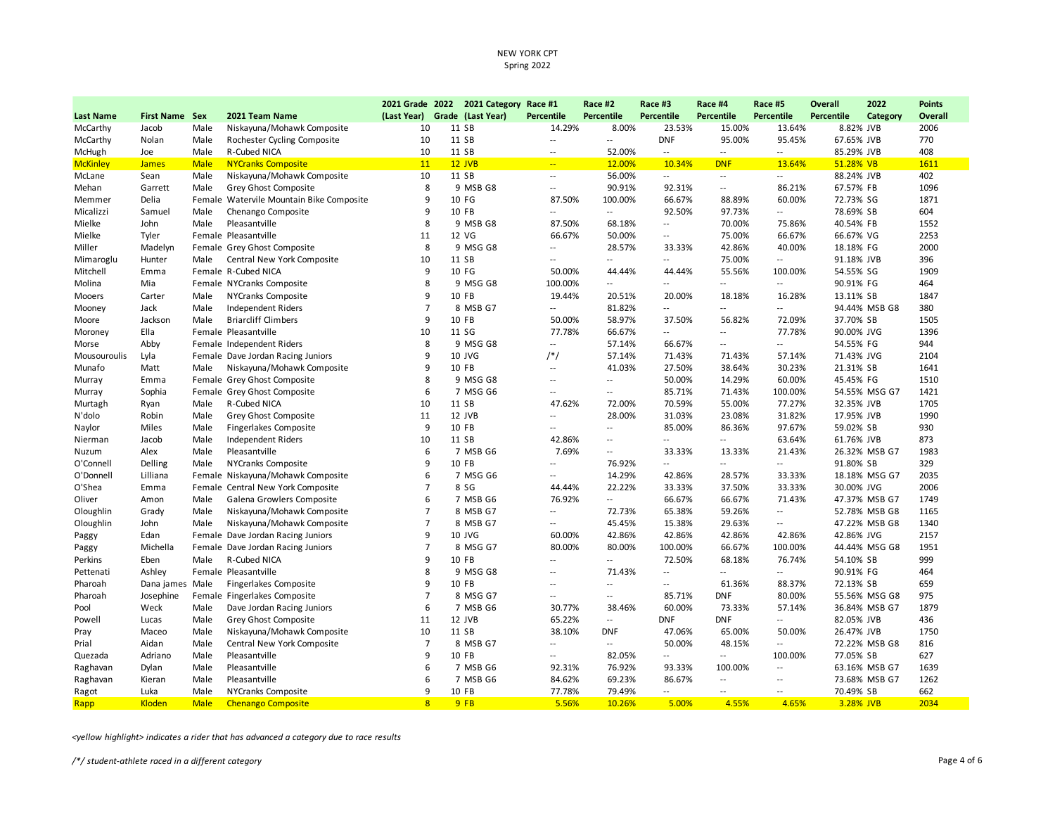NEW YORK CPT

Spring 2022

| Last Name | First Name | Sex | 2021 Team Name | 2021 Grade (Last Year) | 2022 Grade | 2021 Category (Last Year) | Race #1 Percentile | Race #2 Percentile | Race #3 Percentile | Race #4 Percentile | Race #5 Percentile | Overall Percentile | 2022 Category | Points Overall |
|---|---|---|---|---|---|---|---|---|---|---|---|---|---|---|
| McCarthy | Jacob | Male | Niskayuna/Mohawk Composite | 10 | 11 | SB | 14.29% | 8.00% | 23.53% | 15.00% | 13.64% | 8.82% | JVB | 2006 |
| McCarthy | Nolan | Male | Rochester Cycling Composite | 10 | 11 | SB | -- | -- | DNF | 95.00% | 95.45% | 67.65% | JVB | 770 |
| McHugh | Joe | Male | R-Cubed NICA | 10 | 11 | SB | -- | 52.00% | -- | -- | -- | 85.29% | JVB | 408 |
| McKinley | James | Male | NYCranks Composite | 11 | 12 | JVB | -- | 12.00% | 10.34% | DNF | 13.64% | 51.28% | VB | 1611 |
| McLane | Sean | Male | Niskayuna/Mohawk Composite | 10 | 11 | SB | -- | 56.00% | -- | -- | -- | 88.24% | JVB | 402 |
| Mehan | Garrett | Male | Grey Ghost Composite | 8 | 9 | MSB G8 | -- | 90.91% | 92.31% | -- | 86.21% | 67.57% | FB | 1096 |
| Memmer | Delia | Female | Watervile Mountain Bike Composite | 9 | 10 | FG | 87.50% | 100.00% | 66.67% | 88.89% | 60.00% | 72.73% | SG | 1871 |
| Micalizzi | Samuel | Male | Chenango Composite | 9 | 10 | FB | -- | -- | 92.50% | 97.73% | -- | 78.69% | SB | 604 |
| Mielke | John | Male | Pleasantville | 8 | 9 | MSB G8 | 87.50% | 68.18% | -- | 70.00% | 75.86% | 40.54% | FB | 1552 |
| Mielke | Tyler | Female | Pleasantville | 11 | 12 | VG | 66.67% | 50.00% | -- | 75.00% | 66.67% | 66.67% | VG | 2253 |
| Miller | Madelyn | Female | Grey Ghost Composite | 8 | 9 | MSG G8 | -- | 28.57% | 33.33% | 42.86% | 40.00% | 18.18% | FG | 2000 |
| Mimaroglu | Hunter | Male | Central New York Composite | 10 | 11 | SB | -- | -- | -- | 75.00% | -- | 91.18% | JVB | 396 |
| Mitchell | Emma | Female | R-Cubed NICA | 9 | 10 | FG | 50.00% | 44.44% | 44.44% | 55.56% | 100.00% | 54.55% | SG | 1909 |
| Molina | Mia | Female | NYCranks Composite | 8 | 9 | MSG G8 | 100.00% | -- | -- | -- | -- | 90.91% | FG | 464 |
| Mooers | Carter | Male | NYCranks Composite | 9 | 10 | FB | 19.44% | 20.51% | 20.00% | 18.18% | 16.28% | 13.11% | SB | 1847 |
| Mooney | Jack | Male | Independent Riders | 7 | 8 | MSB G7 | -- | 81.82% | -- | -- | -- | 94.44% | MSB G8 | 380 |
| Moore | Jackson | Male | Briarcliff Climbers | 9 | 10 | FB | 50.00% | 58.97% | 37.50% | 56.82% | 72.09% | 37.70% | SB | 1505 |
| Moroney | Ella | Female | Pleasantville | 10 | 11 | SG | 77.78% | 66.67% | -- | -- | 77.78% | 90.00% | JVG | 1396 |
| Morse | Abby | Female | Independent Riders | 8 | 9 | MSG G8 | -- | 57.14% | 66.67% | -- | -- | 54.55% | FG | 944 |
| Mousouroulis | Lyla | Female | Dave Jordan Racing Juniors | 9 | 10 | JVG | /*/ | 57.14% | 71.43% | 71.43% | 57.14% | 71.43% | JVG | 2104 |
| Munafo | Matt | Male | Niskayuna/Mohawk Composite | 9 | 10 | FB | -- | 41.03% | 27.50% | 38.64% | 30.23% | 21.31% | SB | 1641 |
| Murray | Emma | Female | Grey Ghost Composite | 8 | 9 | MSG G8 | -- | -- | 50.00% | 14.29% | 60.00% | 45.45% | FG | 1510 |
| Murray | Sophia | Female | Grey Ghost Composite | 6 | 7 | MSG G6 | -- | -- | 85.71% | 71.43% | 100.00% | 54.55% | MSG G7 | 1421 |
| Murtagh | Ryan | Male | R-Cubed NICA | 10 | 11 | SB | 47.62% | 72.00% | 70.59% | 55.00% | 77.27% | 32.35% | JVB | 1705 |
| N'dolo | Robin | Male | Grey Ghost Composite | 11 | 12 | JVB | -- | 28.00% | 31.03% | 23.08% | 31.82% | 17.95% | JVB | 1990 |
| Naylor | Miles | Male | Fingerlakes Composite | 9 | 10 | FB | -- | -- | 85.00% | 86.36% | 97.67% | 59.02% | SB | 930 |
| Nierman | Jacob | Male | Independent Riders | 10 | 11 | SB | 42.86% | -- | -- | -- | 63.64% | 61.76% | JVB | 873 |
| Nuzum | Alex | Male | Pleasantville | 6 | 7 | MSB G6 | 7.69% | -- | 33.33% | 13.33% | 21.43% | 26.32% | MSB G7 | 1983 |
| O'Connell | Delling | Male | NYCranks Composite | 9 | 10 | FB | -- | 76.92% | -- | -- | -- | 91.80% | SB | 329 |
| O'Donnell | Lilliana | Female | Niskayuna/Mohawk Composite | 6 | 7 | MSG G6 | -- | 14.29% | 42.86% | 28.57% | 33.33% | 18.18% | MSG G7 | 2035 |
| O'Shea | Emma | Female | Central New York Composite | 7 | 8 | SG | 44.44% | 22.22% | 33.33% | 37.50% | 33.33% | 30.00% | JVG | 2006 |
| Oliver | Amon | Male | Galena Growlers Composite | 6 | 7 | MSB G6 | 76.92% | -- | 66.67% | 66.67% | 71.43% | 47.37% | MSB G7 | 1749 |
| Oloughlin | Grady | Male | Niskayuna/Mohawk Composite | 7 | 8 | MSB G7 | -- | 72.73% | 65.38% | 59.26% | -- | 52.78% | MSB G8 | 1165 |
| Oloughlin | John | Male | Niskayuna/Mohawk Composite | 7 | 8 | MSB G7 | -- | 45.45% | 15.38% | 29.63% | -- | 47.22% | MSB G8 | 1340 |
| Paggy | Edan | Female | Dave Jordan Racing Juniors | 9 | 10 | JVG | 60.00% | 42.86% | 42.86% | 42.86% | 42.86% | 42.86% | JVG | 2157 |
| Paggy | Michella | Female | Dave Jordan Racing Juniors | 7 | 8 | MSG G7 | 80.00% | 80.00% | 100.00% | 66.67% | 100.00% | 44.44% | MSG G8 | 1951 |
| Perkins | Eben | Male | R-Cubed NICA | 9 | 10 | FB | -- | -- | 72.50% | 68.18% | 76.74% | 54.10% | SB | 999 |
| Pettenati | Ashley | Female | Pleasantville | 8 | 9 | MSG G8 | -- | 71.43% | -- | -- | -- | 90.91% | FG | 464 |
| Pharoah | Dana james | Male | Fingerlakes Composite | 9 | 10 | FB | -- | -- | -- | 61.36% | 88.37% | 72.13% | SB | 659 |
| Pharoah | Josephine | Female | Fingerlakes Composite | 7 | 8 | MSG G7 | -- | -- | 85.71% | DNF | 80.00% | 55.56% | MSG G8 | 975 |
| Pool | Weck | Male | Dave Jordan Racing Juniors | 6 | 7 | MSB G6 | 30.77% | 38.46% | 60.00% | 73.33% | 57.14% | 36.84% | MSB G7 | 1879 |
| Powell | Lucas | Male | Grey Ghost Composite | 11 | 12 | JVB | 65.22% | -- | DNF | DNF | -- | 82.05% | JVB | 436 |
| Pray | Maceo | Male | Niskayuna/Mohawk Composite | 10 | 11 | SB | 38.10% | DNF | 47.06% | 65.00% | 50.00% | 26.47% | JVB | 1750 |
| Prial | Aidan | Male | Central New York Composite | 7 | 8 | MSB G7 | -- | -- | 50.00% | 48.15% | -- | 72.22% | MSB G8 | 816 |
| Quezada | Adriano | Male | Pleasantville | 9 | 10 | FB | -- | 82.05% | -- | -- | 100.00% | 77.05% | SB | 627 |
| Raghavan | Dylan | Male | Pleasantville | 6 | 7 | MSB G6 | 92.31% | 76.92% | 93.33% | 100.00% | -- | 63.16% | MSB G7 | 1639 |
| Raghavan | Kieran | Male | Pleasantville | 6 | 7 | MSB G6 | 84.62% | 69.23% | 86.67% | -- | -- | 73.68% | MSB G7 | 1262 |
| Ragot | Luka | Male | NYCranks Composite | 9 | 10 | FB | 77.78% | 79.49% | -- | -- | -- | 70.49% | SB | 662 |
| Rapp | Kloden | Male | Chenango Composite | 8 | 9 | FB | 5.56% | 10.26% | 5.00% | 4.55% | 4.65% | 3.28% | JVB | 2034 |

*<yellow highlight> indicates a rider that has advanced a category due to race results*

*/*/ student-athlete raced in a different category*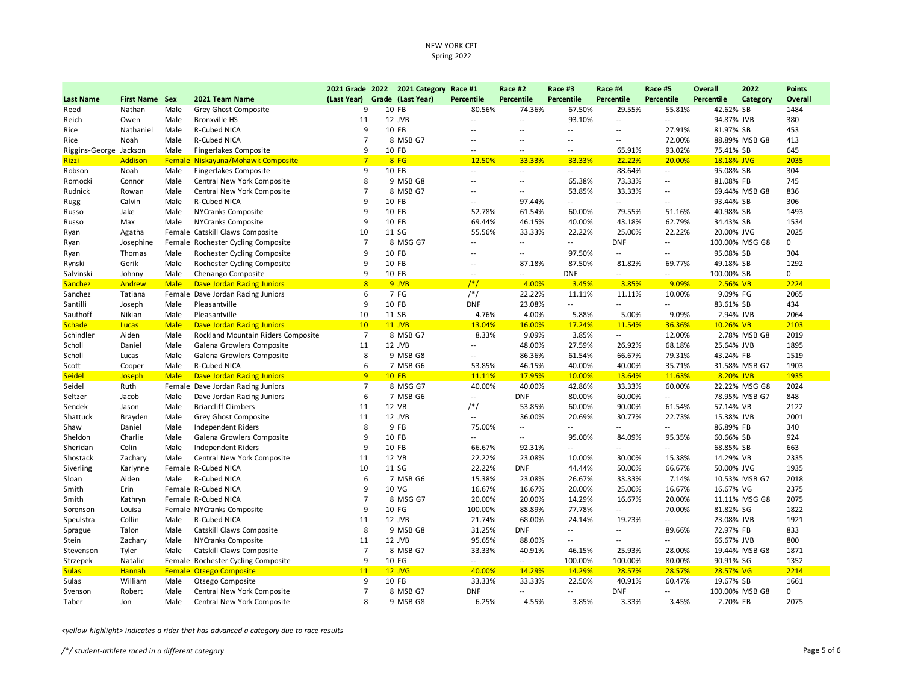NEW YORK CPT
Spring 2022

| Last Name | First Name | Sex | 2021 Team Name | 2021 Grade (Last Year) | 2022 Grade | 2021 Category (Last Year) | Race #1 Percentile | Race #2 Percentile | Race #3 Percentile | Race #4 Percentile | Race #5 Percentile | Overall Percentile | 2022 Category | Points Overall |
|---|---|---|---|---|---|---|---|---|---|---|---|---|---|---|
| Reed | Nathan | Male | Grey Ghost Composite | 9 | 10 | FB | 80.56% | 74.36% | 67.50% | 29.55% | 55.81% | 42.62% | SB | 1484 |
| Reich | Owen | Male | Bronxville HS | 11 | 12 | JVB | -- | -- | 93.10% | -- | -- | 94.87% | JVB | 380 |
| Rice | Nathaniel | Male | R-Cubed NICA | 9 | 10 | FB | -- | -- | -- | -- | 27.91% | 81.97% | SB | 453 |
| Rice | Noah | Male | R-Cubed NICA | 7 | 8 | MSB G7 | -- | -- | -- | -- | 72.00% | 88.89% | MSB G8 | 413 |
| Riggins-George | Jackson | Male | Fingerlakes Composite | 9 | 10 | FB | -- | -- | -- | 65.91% | 93.02% | 75.41% | SB | 645 |
| Rizzi | Addison | Female | Niskayuna/Mohawk Composite | 7 | 8 | FG | 12.50% | 33.33% | 33.33% | 22.22% | 20.00% | 18.18% | JVG | 2035 |
| Robson | Noah | Male | Fingerlakes Composite | 9 | 10 | FB | -- | -- | -- | 88.64% | -- | 95.08% | SB | 304 |
| Romocki | Connor | Male | Central New York Composite | 8 | 9 | MSB G8 | -- | -- | 65.38% | 73.33% | -- | 81.08% | FB | 745 |
| Rudnick | Rowan | Male | Central New York Composite | 7 | 8 | MSB G7 | -- | -- | 53.85% | 33.33% | -- | 69.44% | MSB G8 | 836 |
| Rugg | Calvin | Male | R-Cubed NICA | 9 | 10 | FB | -- | 97.44% | -- | -- | -- | 93.44% | SB | 306 |
| Russo | Jake | Male | NYCranks Composite | 9 | 10 | FB | 52.78% | 61.54% | 60.00% | 79.55% | 51.16% | 40.98% | SB | 1493 |
| Russo | Max | Male | NYCranks Composite | 9 | 10 | FB | 69.44% | 46.15% | 40.00% | 43.18% | 62.79% | 34.43% | SB | 1534 |
| Ryan | Agatha | Female | Catskill Claws Composite | 10 | 11 | SG | 55.56% | 33.33% | 22.22% | 25.00% | 22.22% | 20.00% | JVG | 2025 |
| Ryan | Josephine | Female | Rochester Cycling Composite | 7 | 8 | MSG G7 | -- | -- | -- | DNF | -- | 100.00% | MSG G8 | 0 |
| Ryan | Thomas | Male | Rochester Cycling Composite | 9 | 10 | FB | -- | -- | 97.50% | -- | -- | 95.08% | SB | 304 |
| Rynski | Gerik | Male | Rochester Cycling Composite | 9 | 10 | FB | -- | 87.18% | 87.50% | 81.82% | 69.77% | 49.18% | SB | 1292 |
| Salvinski | Johnny | Male | Chenango Composite | 9 | 10 | FB | -- | -- | DNF | -- | -- | 100.00% | SB | 0 |
| Sanchez | Andrew | Male | Dave Jordan Racing Juniors | 8 | 9 | JVB | /*/ | 4.00% | 3.45% | 3.85% | 9.09% | 2.56% | VB | 2224 |
| Sanchez | Tatiana | Female | Dave Jordan Racing Juniors | 6 | 7 | FG | /*/ | 22.22% | 11.11% | 11.11% | 10.00% | 9.09% | FG | 2065 |
| Santilli | Joseph | Male | Pleasantville | 9 | 10 | FB | DNF | 23.08% | -- | -- | -- | 83.61% | SB | 434 |
| Sauthoff | Nikian | Male | Pleasantville | 10 | 11 | SB | 4.76% | 4.00% | 5.88% | 5.00% | 9.09% | 2.94% | JVB | 2064 |
| Schade | Lucas | Male | Dave Jordan Racing Juniors | 10 | 11 | JVB | 13.04% | 16.00% | 17.24% | 11.54% | 36.36% | 10.26% | VB | 2103 |
| Schindler | Aiden | Male | Rockland Mountain Riders Composite | 7 | 8 | MSB G7 | 8.33% | 9.09% | 3.85% | -- | 12.00% | 2.78% | MSB G8 | 2019 |
| Scholl | Daniel | Male | Galena Growlers Composite | 11 | 12 | JVB | -- | 48.00% | 27.59% | 26.92% | 68.18% | 25.64% | JVB | 1895 |
| Scholl | Lucas | Male | Galena Growlers Composite | 8 | 9 | MSB G8 | -- | 86.36% | 61.54% | 66.67% | 79.31% | 43.24% | FB | 1519 |
| Scott | Cooper | Male | R-Cubed NICA | 6 | 7 | MSB G6 | 53.85% | 46.15% | 40.00% | 40.00% | 35.71% | 31.58% | MSB G7 | 1903 |
| Seidel | Joseph | Male | Dave Jordan Racing Juniors | 9 | 10 | FB | 11.11% | 17.95% | 10.00% | 13.64% | 11.63% | 8.20% | JVB | 1935 |
| Seidel | Ruth | Female | Dave Jordan Racing Juniors | 7 | 8 | MSG G7 | 40.00% | 40.00% | 42.86% | 33.33% | 60.00% | 22.22% | MSG G8 | 2024 |
| Seltzer | Jacob | Male | Dave Jordan Racing Juniors | 6 | 7 | MSB G6 | -- | DNF | 80.00% | 60.00% | -- | 78.95% | MSB G7 | 848 |
| Sendek | Jason | Male | Briarcliff Climbers | 11 | 12 | VB | /*/ | 53.85% | 60.00% | 90.00% | 61.54% | 57.14% | VB | 2122 |
| Shattuck | Brayden | Male | Grey Ghost Composite | 11 | 12 | JVB | -- | 36.00% | 20.69% | 30.77% | 22.73% | 15.38% | JVB | 2001 |
| Shaw | Daniel | Male | Independent Riders | 8 | 9 | FB | 75.00% | -- | -- | -- | -- | 86.89% | FB | 340 |
| Sheldon | Charlie | Male | Galena Growlers Composite | 9 | 10 | FB | -- | -- | 95.00% | 84.09% | 95.35% | 60.66% | SB | 924 |
| Sheridan | Colin | Male | Independent Riders | 9 | 10 | FB | 66.67% | 92.31% | -- | -- | -- | 68.85% | SB | 663 |
| Shostack | Zachary | Male | Central New York Composite | 11 | 12 | VB | 22.22% | 23.08% | 10.00% | 30.00% | 15.38% | 14.29% | VB | 2335 |
| Siverling | Karlynne | Female | R-Cubed NICA | 10 | 11 | SG | 22.22% | DNF | 44.44% | 50.00% | 66.67% | 50.00% | JVG | 1935 |
| Sloan | Aiden | Male | R-Cubed NICA | 6 | 7 | MSB G6 | 15.38% | 23.08% | 26.67% | 33.33% | 7.14% | 10.53% | MSB G7 | 2018 |
| Smith | Erin | Female | R-Cubed NICA | 9 | 10 | VG | 16.67% | 16.67% | 20.00% | 25.00% | 16.67% | 16.67% | VG | 2375 |
| Smith | Kathryn | Female | R-Cubed NICA | 7 | 8 | MSG G7 | 20.00% | 20.00% | 14.29% | 16.67% | 20.00% | 11.11% | MSG G8 | 2075 |
| Sorenson | Louisa | Female | NYCranks Composite | 9 | 10 | FG | 100.00% | 88.89% | 77.78% | -- | 70.00% | 81.82% | SG | 1822 |
| Speulstra | Collin | Male | R-Cubed NICA | 11 | 12 | JVB | 21.74% | 68.00% | 24.14% | 19.23% | -- | 23.08% | JVB | 1921 |
| Sprague | Talon | Male | Catskill Claws Composite | 8 | 9 | MSB G8 | 31.25% | DNF | -- | -- | 89.66% | 72.97% | FB | 833 |
| Stein | Zachary | Male | NYCranks Composite | 11 | 12 | JVB | 95.65% | 88.00% | -- | -- | -- | 66.67% | JVB | 800 |
| Stevenson | Tyler | Male | Catskill Claws Composite | 7 | 8 | MSB G7 | 33.33% | 40.91% | 46.15% | 25.93% | 28.00% | 19.44% | MSB G8 | 1871 |
| Strzepek | Natalie | Female | Rochester Cycling Composite | 9 | 10 | FG | -- | -- | 100.00% | 100.00% | 80.00% | 90.91% | SG | 1352 |
| Sulas | Hannah | Female | Otsego Composite | 11 | 12 | JVG | 40.00% | 14.29% | 14.29% | 28.57% | 28.57% | 28.57% | VG | 2214 |
| Sulas | William | Male | Otsego Composite | 9 | 10 | FB | 33.33% | 33.33% | 22.50% | 40.91% | 60.47% | 19.67% | SB | 1661 |
| Svenson | Robert | Male | Central New York Composite | 7 | 8 | MSB G7 | DNF | -- | -- | DNF | -- | 100.00% | MSB G8 | 0 |
| Taber | Jon | Male | Central New York Composite | 8 | 9 | MSB G8 | 6.25% | 4.55% | 3.85% | 3.33% | 3.45% | 2.70% | FB | 2075 |

*<yellow highlight> indicates a rider that has advanced a category due to race results*

*/*/ student-athlete raced in a different category*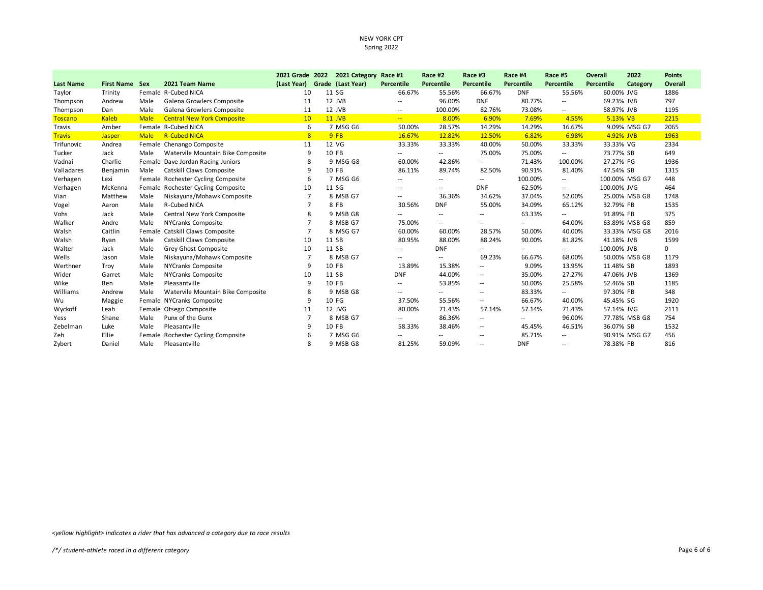NEW YORK CPT
Spring 2022

| Last Name | First Name | Sex | 2021 Team Name | 2021 Grade (Last Year) | 2022 Grade | 2021 Category (Last Year) | Race #1 Percentile | Race #2 Percentile | Race #3 Percentile | Race #4 Percentile | Race #5 Percentile | Overall Percentile | 2022 Category | Points Overall |
|---|---|---|---|---|---|---|---|---|---|---|---|---|---|---|
| Taylor | Trinity | Female | R-Cubed NICA | 10 | 11 | SG | 66.67% | 55.56% | 66.67% | DNF | 55.56% | 60.00% | JVG | 1886 |
| Thompson | Andrew | Male | Galena Growlers Composite | 11 | 12 | JVB | -- | 96.00% | DNF | 80.77% | -- | 69.23% | JVB | 797 |
| Thompson | Dan | Male | Galena Growlers Composite | 11 | 12 | JVB | -- | 100.00% | 82.76% | 73.08% | -- | 58.97% | JVB | 1195 |
| Toscano | Kaleb | Male | Central New York Composite | 10 | 11 | JVB | -- | 8.00% | 6.90% | 7.69% | 4.55% | 5.13% | VB | 2215 |
| Travis | Amber | Female | R-Cubed NICA | 6 | 7 | MSG G6 | 50.00% | 28.57% | 14.29% | 14.29% | 16.67% | 9.09% | MSG G7 | 2065 |
| Travis | Jasper | Male | R-Cubed NICA | 8 | 9 | FB | 16.67% | 12.82% | 12.50% | 6.82% | 6.98% | 4.92% | JVB | 1963 |
| Trifunovic | Andrea | Female | Chenango Composite | 11 | 12 | VG | 33.33% | 33.33% | 40.00% | 50.00% | 33.33% | 33.33% | VG | 2334 |
| Tucker | Jack | Male | Watervile Mountain Bike Composite | 9 | 10 | FB | -- | -- | 75.00% | 75.00% | -- | 73.77% | SB | 649 |
| Vadnai | Charlie | Female | Dave Jordan Racing Juniors | 8 | 9 | MSG G8 | 60.00% | 42.86% | -- | 71.43% | 100.00% | 27.27% | FG | 1936 |
| Valladares | Benjamin | Male | Catskill Claws Composite | 9 | 10 | FB | 86.11% | 89.74% | 82.50% | 90.91% | 81.40% | 47.54% | SB | 1315 |
| Verhagen | Lexi | Female | Rochester Cycling Composite | 6 | 7 | MSG G6 | -- | -- | -- | 100.00% | -- | 100.00% | MSG G7 | 448 |
| Verhagen | McKenna | Female | Rochester Cycling Composite | 10 | 11 | SG | -- | -- | DNF | 62.50% | -- | 100.00% | JVG | 464 |
| Vian | Matthew | Male | Niskayuna/Mohawk Composite | 7 | 8 | MSB G7 | -- | 36.36% | 34.62% | 37.04% | 52.00% | 25.00% | MSB G8 | 1748 |
| Vogel | Aaron | Male | R-Cubed NICA | 7 | 8 | FB | 30.56% | DNF | 55.00% | 34.09% | 65.12% | 32.79% | FB | 1535 |
| Vohs | Jack | Male | Central New York Composite | 8 | 9 | MSB G8 | -- | -- | -- | 63.33% | -- | 91.89% | FB | 375 |
| Walker | Andre | Male | NYCranks Composite | 7 | 8 | MSB G7 | 75.00% | -- | -- | -- | 64.00% | 63.89% | MSB G8 | 859 |
| Walsh | Caitlin | Female | Catskill Claws Composite | 7 | 8 | MSG G7 | 60.00% | 60.00% | 28.57% | 50.00% | 40.00% | 33.33% | MSG G8 | 2016 |
| Walsh | Ryan | Male | Catskill Claws Composite | 10 | 11 | SB | 80.95% | 88.00% | 88.24% | 90.00% | 81.82% | 41.18% | JVB | 1599 |
| Walter | Jack | Male | Grey Ghost Composite | 10 | 11 | SB | -- | DNF | -- | -- | -- | 100.00% | JVB | 0 |
| Wells | Jason | Male | Niskayuna/Mohawk Composite | 7 | 8 | MSB G7 | -- | -- | 69.23% | 66.67% | 68.00% | 50.00% | MSB G8 | 1179 |
| Werthner | Troy | Male | NYCranks Composite | 9 | 10 | FB | 13.89% | 15.38% | -- | 9.09% | 13.95% | 11.48% | SB | 1893 |
| Wider | Garret | Male | NYCranks Composite | 10 | 11 | SB | DNF | 44.00% | -- | 35.00% | 27.27% | 47.06% | JVB | 1369 |
| Wike | Ben | Male | Pleasantville | 9 | 10 | FB | -- | 53.85% | -- | 50.00% | 25.58% | 52.46% | SB | 1185 |
| Williams | Andrew | Male | Watervile Mountain Bike Composite | 8 | 9 | MSB G8 | -- | -- | -- | 83.33% | -- | 97.30% | FB | 348 |
| Wu | Maggie | Female | NYCranks Composite | 9 | 10 | FG | 37.50% | 55.56% | -- | 66.67% | 40.00% | 45.45% | SG | 1920 |
| Wyckoff | Leah | Female | Otsego Composite | 11 | 12 | JVG | 80.00% | 71.43% | 57.14% | 57.14% | 71.43% | 57.14% | JVG | 2111 |
| Yess | Shane | Male | Punx of the Gunx | 7 | 8 | MSB G7 | -- | 86.36% | -- | -- | 96.00% | 77.78% | MSB G8 | 754 |
| Zebelman | Luke | Male | Pleasantville | 9 | 10 | FB | 58.33% | 38.46% | -- | 45.45% | 46.51% | 36.07% | SB | 1532 |
| Zeh | Ellie | Female | Rochester Cycling Composite | 6 | 7 | MSG G6 | -- | -- | -- | 85.71% | -- | 90.91% | MSG G7 | 456 |
| Zybert | Daniel | Male | Pleasantville | 8 | 9 | MSB G8 | 81.25% | 59.09% | -- | DNF | -- | 78.38% | FB | 816 |

*<yellow highlight> indicates a rider that has advanced a category due to race results*

*/*/ student-athlete raced in a different category*